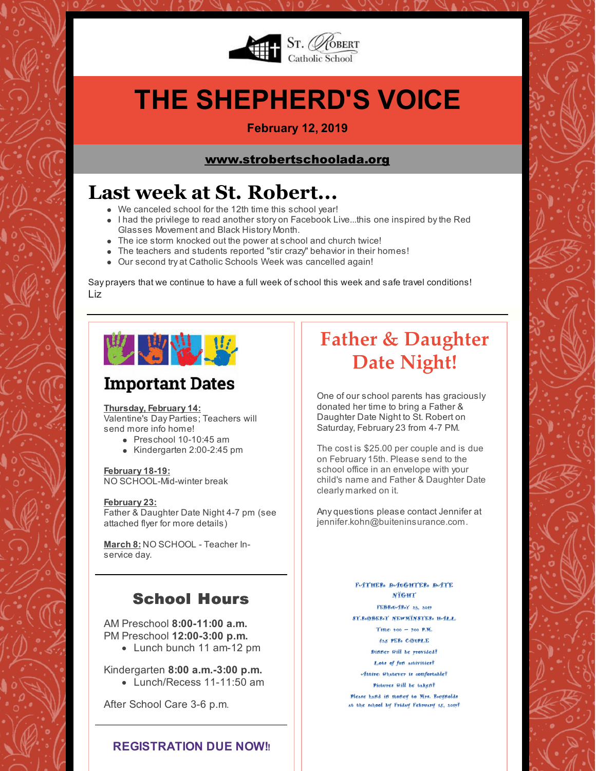St. Robert Catholic School

# THE SHEPHERD'S VOICE

**February 12, 2019**

**www.strobertschoolada.org**

## Last week at St. Robert...

- We canceled school for the 12th time this school year!
- I had the privilege to read another story on Facebook Live...this one inspired by the Red Glasses Movement and Black History Month.
- The ice storm knocked out the power at school and church twice!
- The teachers and students reported "stir crazy" behavior in their homes!
- Our second try at Catholic Schools Week was cancelled again!

Say prayers that we continue to have a full week of school this week and safe travel conditions!
Liz

## Important Dates

**Thursday, February 14:**
Valentine's Day Parties; Teachers will send more info home!

- Preschool 10-10:45 am
- Kindergarten 2:00-2:45 pm

**February 18-19:**
NO SCHOOL-Mid-winter break

**February 23:**
Father & Daughter Date Night 4-7 pm (see attached flyer for more details)

**March 8:** NO SCHOOL - Teacher In-service day.

## School Hours

AM Preschool **8:00-11:00 a.m.**
PM Preschool **12:00-3:00 p.m.**

- Lunch bunch 11 am-12 pm

Kindergarten **8:00 a.m.-3:00 p.m.**

- Lunch/Recess 11-11:50 am

After School Care 3-6 p.m.

**REGISTRATION DUE NOW!!**

## Father & Daughter Date Night!

One of our school parents has graciously donated her time to bring a Father & Daughter Date Night to St. Robert on Saturday, February 23 from 4-7 PM.

The cost is $25.00 per couple and is due on February 15th. Please send to the school office in an envelope with your child's name and Father & Daughter Date clearly marked on it.

Any questions please contact Jennifer at jennifer.kohn@buiteninsurance.com.

FATHER DAUGHTER DATE NIGHT
FEBRUARY 23, 2019
ST.ROBERT NEWMINSTER HALL
Time: 4:00 – 7:00 P.M.
$25 PER COUPLE
Dinner will be provided!
Lots of fun activities!
Attire: Whatever is comfortable!
Pictures will be taken!
Please hand in money to Mrs. Reynolds at the school by Friday February 15, 2019!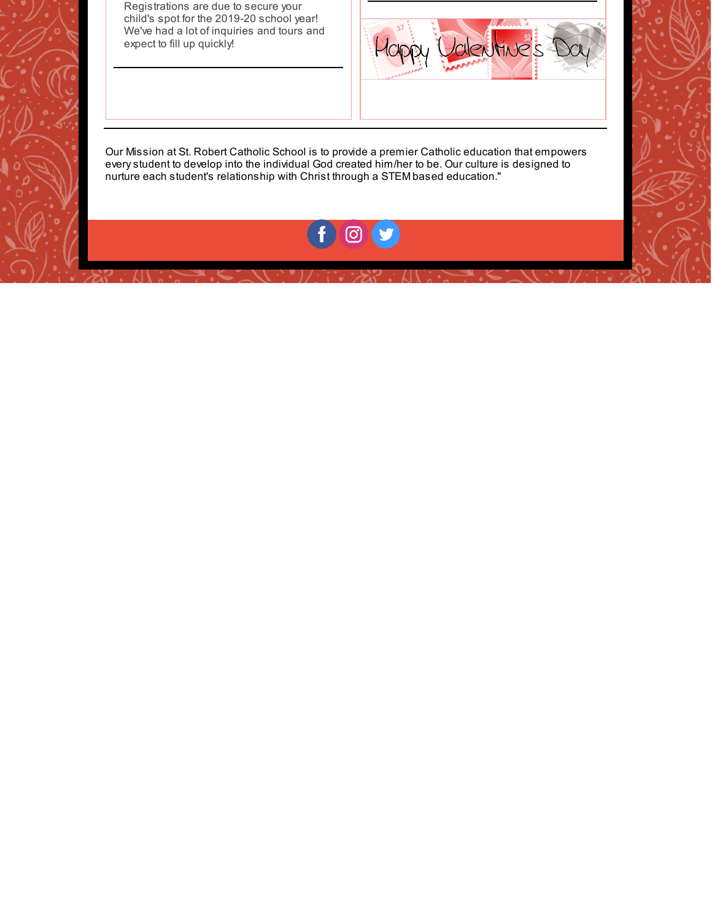Registrations are due to secure your child's spot for the 2019-20 school year! We've had a lot of inquiries and tours and expect to fill up quickly!

Happy Valentine's Day

Our Mission at St. Robert Catholic School is to provide a premier Catholic education that empowers every student to develop into the individual God created him/her to be. Our culture is designed to nurture each student's relationship with Christ through a STEM based education."